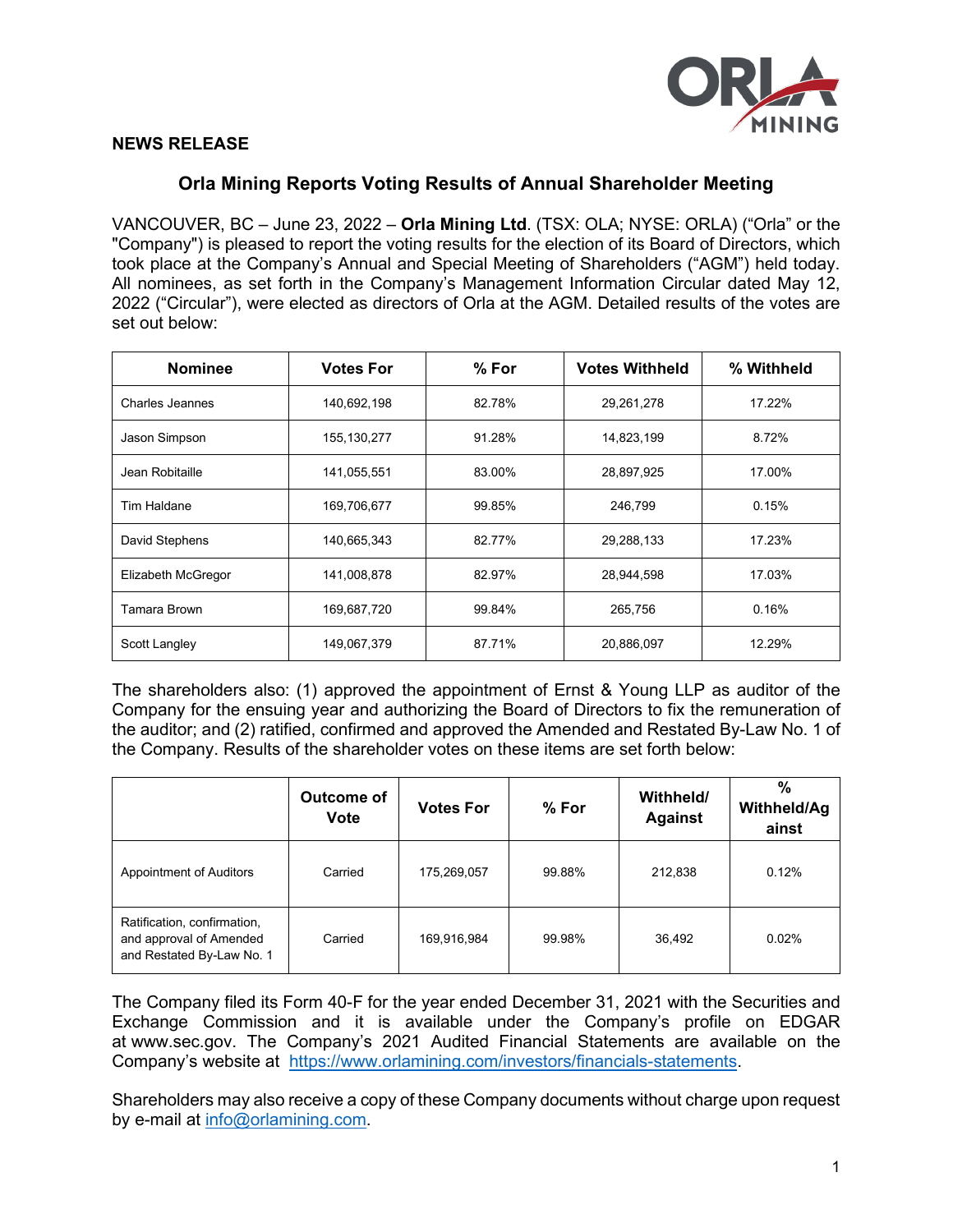**NEWS RELEASE**

## Orla Mining Reports Voting Results of Annual Shareholder Meeting

VANCOUVER, BC – June 23, 2022 – **Orla Mining Ltd**. (TSX: OLA; NYSE: ORLA) ("Orla" or the "Company") is pleased to report the voting results for the election of its Board of Directors, which took place at the Company's Annual and Special Meeting of Shareholders ("AGM") held today. All nominees, as set forth in the Company's Management Information Circular dated May 12, 2022 ("Circular"), were elected as directors of Orla at the AGM. Detailed results of the votes are set out below:

| Nominee | Votes For | % For | Votes Withheld | % Withheld |
|---|---|---|---|---|
| Charles Jeannes | 140,692,198 | 82.78% | 29,261,278 | 17.22% |
| Jason Simpson | 155,130,277 | 91.28% | 14,823,199 | 8.72% |
| Jean Robitaille | 141,055,551 | 83.00% | 28,897,925 | 17.00% |
| Tim Haldane | 169,706,677 | 99.85% | 246,799 | 0.15% |
| David Stephens | 140,665,343 | 82.77% | 29,288,133 | 17.23% |
| Elizabeth McGregor | 141,008,878 | 82.97% | 28,944,598 | 17.03% |
| Tamara Brown | 169,687,720 | 99.84% | 265,756 | 0.16% |
| Scott Langley | 149,067,379 | 87.71% | 20,886,097 | 12.29% |

The shareholders also: (1) approved the appointment of Ernst & Young LLP as auditor of the Company for the ensuing year and authorizing the Board of Directors to fix the remuneration of the auditor; and (2) ratified, confirmed and approved the Amended and Restated By-Law No. 1 of the Company. Results of the shareholder votes on these items are set forth below:

| | Outcome of Vote | Votes For | % For | Withheld/ Against | % Withheld/Against |
|---|---|---|---|---|---|
| Appointment of Auditors | Carried | 175,269,057 | 99.88% | 212,838 | 0.12% |
| Ratification, confirmation, and approval of Amended and Restated By-Law No. 1 | Carried | 169,916,984 | 99.98% | 36,492 | 0.02% |

The Company filed its Form 40-F for the year ended December 31, 2021 with the Securities and Exchange Commission and it is available under the Company's profile on EDGAR at www.sec.gov. The Company's 2021 Audited Financial Statements are available on the Company's website at [https://www.orlamining.com/investors/financials-statements](https://www.orlamining.com/investors/financials-statements).

Shareholders may also receive a copy of these Company documents without charge upon request by e-mail at [info@orlamining.com](mailto:info@orlamining.com).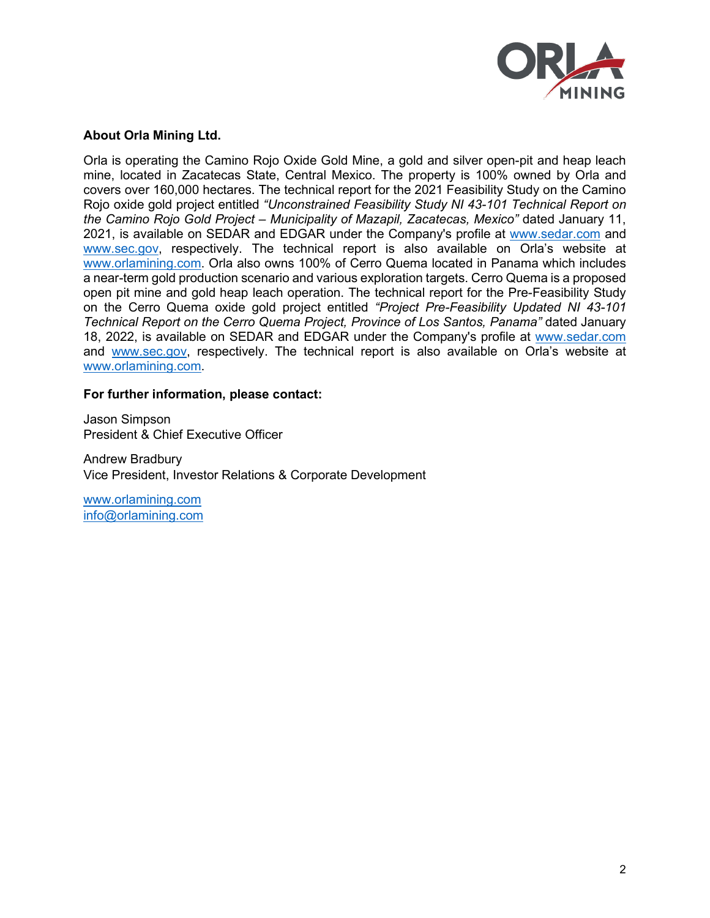**About Orla Mining Ltd.**

Orla is operating the Camino Rojo Oxide Gold Mine, a gold and silver open-pit and heap leach mine, located in Zacatecas State, Central Mexico. The property is 100% owned by Orla and covers over 160,000 hectares. The technical report for the 2021 Feasibility Study on the Camino Rojo oxide gold project entitled *"Unconstrained Feasibility Study NI 43-101 Technical Report on the Camino Rojo Gold Project – Municipality of Mazapil, Zacatecas, Mexico"* dated January 11, 2021, is available on SEDAR and EDGAR under the Company's profile at www.sedar.com and www.sec.gov, respectively. The technical report is also available on Orla's website at www.orlamining.com. Orla also owns 100% of Cerro Quema located in Panama which includes a near-term gold production scenario and various exploration targets. Cerro Quema is a proposed open pit mine and gold heap leach operation. The technical report for the Pre-Feasibility Study on the Cerro Quema oxide gold project entitled *"Project Pre-Feasibility Updated NI 43-101 Technical Report on the Cerro Quema Project, Province of Los Santos, Panama"* dated January 18, 2022, is available on SEDAR and EDGAR under the Company's profile at www.sedar.com and www.sec.gov, respectively. The technical report is also available on Orla's website at www.orlamining.com.

**For further information, please contact:**

Jason Simpson
President & Chief Executive Officer

Andrew Bradbury
Vice President, Investor Relations & Corporate Development

www.orlamining.com
info@orlamining.com